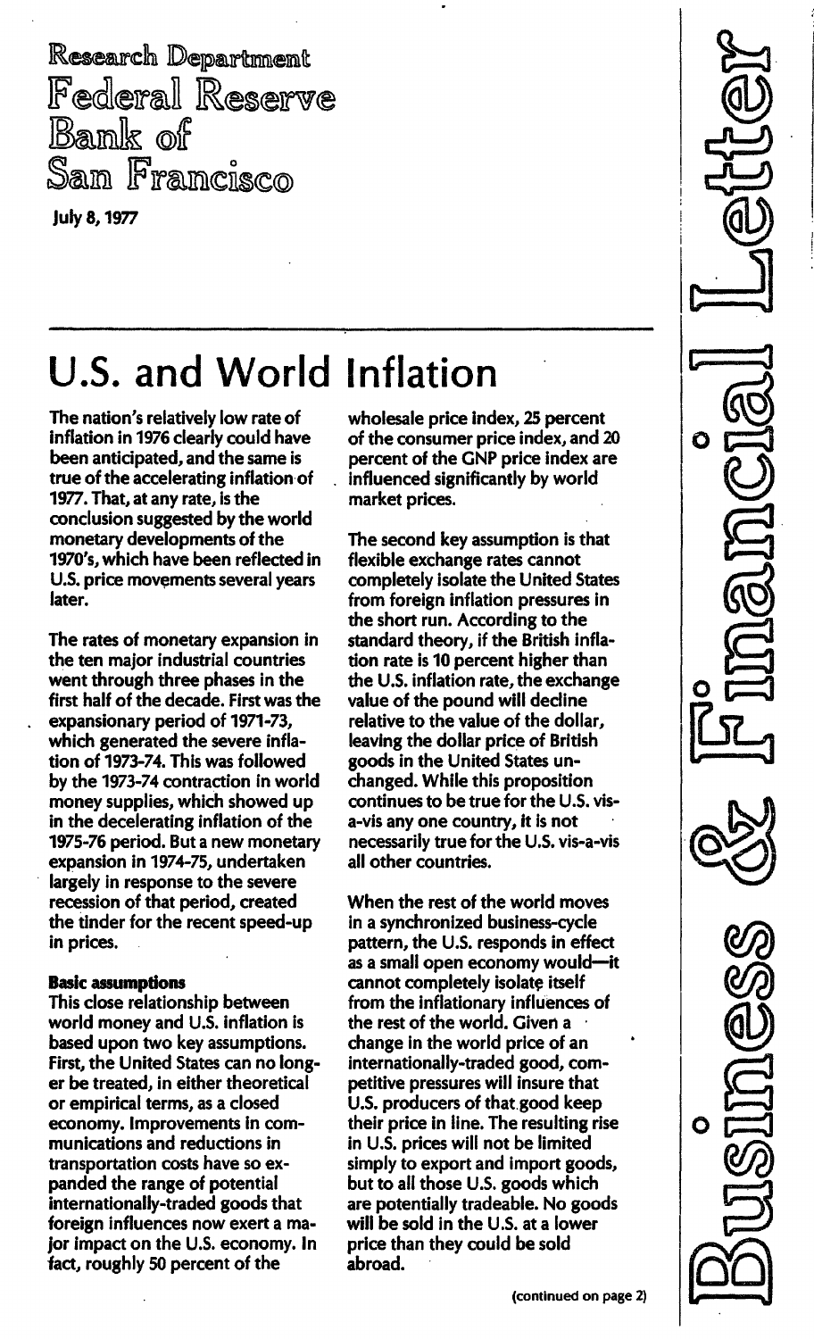Research Department
Federal Reserve Bank of San Francisco

July 8, 1977

Business & Financial Letter

# U.S. and World Inflation

The nation's relatively low rate of inflation in 1976 clearly could have been anticipated, and the same is true of the accelerating inflation of 1977. That, at any rate, is the conclusion suggested by the world monetary developments of the 1970's, which have been reflected in U.S. price movements several years later.

The rates of monetary expansion in the ten major industrial countries went through three phases in the first half of the decade. First was the expansionary period of 1971-73, which generated the severe inflation of 1973-74. This was followed by the 1973-74 contraction in world money supplies, which showed up in the decelerating inflation of the 1975-76 period. But a new monetary expansion in 1974-75, undertaken largely in response to the severe recession of that period, created the tinder for the recent speed-up in prices.

**Basic assumptions**

This close relationship between world money and U.S. inflation is based upon two key assumptions. First, the United States can no longer be treated, in either theoretical or empirical terms, as a closed economy. Improvements in communications and reductions in transportation costs have so expanded the range of potential internationally-traded goods that foreign influences now exert a major impact on the U.S. economy. In fact, roughly 50 percent of the wholesale price index, 25 percent of the consumer price index, and 20 percent of the GNP price index are influenced significantly by world market prices.

The second key assumption is that flexible exchange rates cannot completely isolate the United States from foreign inflation pressures in the short run. According to the standard theory, if the British inflation rate is 10 percent higher than the U.S. inflation rate, the exchange value of the pound will decline relative to the value of the dollar, leaving the dollar price of British goods in the United States unchanged. While this proposition continues to be true for the U.S. vis-a-vis any one country, it is not necessarily true for the U.S. vis-a-vis all other countries.

When the rest of the world moves in a synchronized business-cycle pattern, the U.S. responds in effect as a small open economy would—it cannot completely isolate itself from the inflationary influences of the rest of the world. Given a change in the world price of an internationally-traded good, competitive pressures will insure that U.S. producers of that good keep their price in line. The resulting rise in U.S. prices will not be limited simply to export and import goods, but to all those U.S. goods which are potentially tradeable. No goods will be sold in the U.S. at a lower price than they could be sold abroad.

(continued on page 2)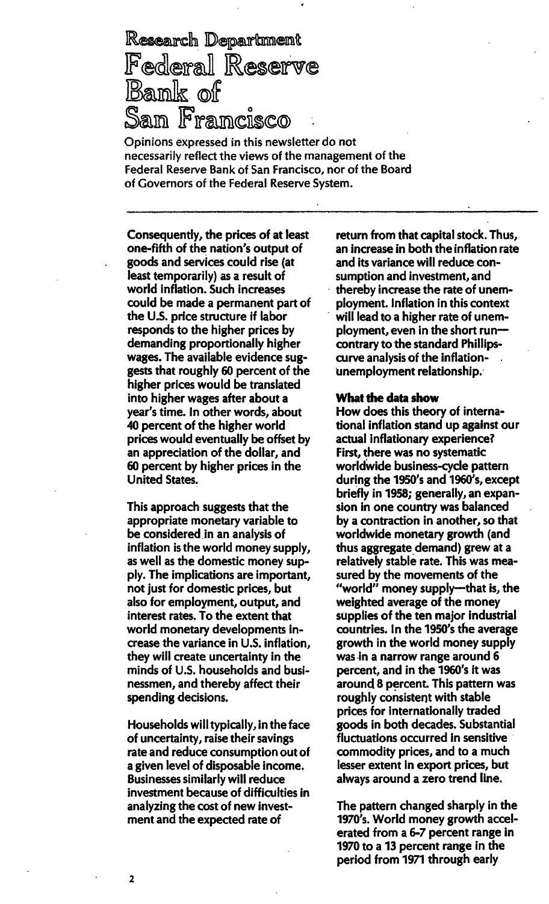# Research Department Federal Reserve Bank of San Francisco

Opinions expressed in this newsletter do not necessarily reflect the views of the management of the Federal Reserve Bank of San Francisco, nor of the Board of Governors of the Federal Reserve System.

Consequently, the prices of at least one-fifth of the nation's output of goods and services could rise (at least temporarily) as a result of world inflation. Such increases could be made a permanent part of the U.S. price structure if labor responds to the higher prices by demanding proportionally higher wages. The available evidence suggests that roughly 60 percent of the higher prices would be translated into higher wages after about a year's time. In other words, about 40 percent of the higher world prices would eventually be offset by an appreciation of the dollar, and 60 percent by higher prices in the United States.

This approach suggests that the appropriate monetary variable to be considered in an analysis of inflation is the world money supply, as well as the domestic money supply. The implications are important, not just for domestic prices, but also for employment, output, and interest rates. To the extent that world monetary developments increase the variance in U.S. inflation, they will create uncertainty in the minds of U.S. households and businessmen, and thereby affect their spending decisions.

Households will typically, in the face of uncertainty, raise their savings rate and reduce consumption out of a given level of disposable income. Businesses similarly will reduce investment because of difficulties in analyzing the cost of new investment and the expected rate of return from that capital stock. Thus, an increase in both the inflation rate and its variance will reduce consumption and investment, and thereby increase the rate of unemployment. Inflation in this context will lead to a higher rate of unemployment, even in the short run—contrary to the standard Phillips-curve analysis of the inflation-unemployment relationship.

**What the data show**

How does this theory of international inflation stand up against our actual inflationary experience? First, there was no systematic worldwide business-cycle pattern during the 1950's and 1960's, except briefly in 1958; generally, an expansion in one country was balanced by a contraction in another, so that worldwide monetary growth (and thus aggregate demand) grew at a relatively stable rate. This was measured by the movements of the "world" money supply—that is, the weighted average of the money supplies of the ten major industrial countries. In the 1950's the average growth in the world money supply was in a narrow range around 6 percent, and in the 1960's it was around 8 percent. This pattern was roughly consistent with stable prices for internationally traded goods in both decades. Substantial fluctuations occurred in sensitive commodity prices, and to a much lesser extent in export prices, but always around a zero trend line.

The pattern changed sharply in the 1970's. World money growth accelerated from a 6-7 percent range in 1970 to a 13 percent range in the period from 1971 through early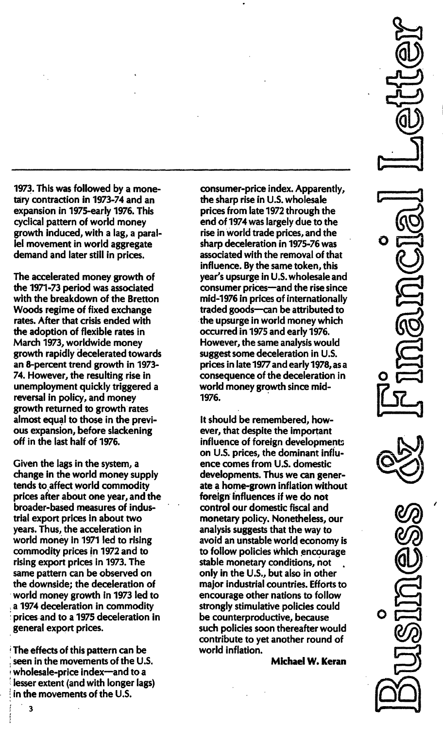1973. This was followed by a monetary contraction in 1973-74 and an expansion in 1975-early 1976. This cyclical pattern of world money growth induced, with a lag, a parallel movement in world aggregate demand and later still in prices.

The accelerated money growth of the 1971-73 period was associated with the breakdown of the Bretton Woods regime of fixed exchange rates. After that crisis ended with the adoption of flexible rates in March 1973, worldwide money growth rapidly decelerated towards an 8-percent trend growth in 1973-74. However, the resulting rise in unemployment quickly triggered a reversal in policy, and money growth returned to growth rates almost equal to those in the previous expansion, before slackening off in the last half of 1976.

Given the lags in the system, a change in the world money supply tends to affect world commodity prices after about one year, and the broader-based measures of industrial export prices in about two years. Thus, the acceleration in world money in 1971 led to rising commodity prices in 1972 and to rising export prices in 1973. The same pattern can be observed on the downside; the deceleration of world money growth in 1973 led to a 1974 deceleration in commodity prices and to a 1975 deceleration in general export prices.

The effects of this pattern can be seen in the movements of the U.S. wholesale-price index—and to a lesser extent (and with longer lags) in the movements of the U.S. consumer-price index. Apparently, the sharp rise in U.S. wholesale prices from late 1972 through the end of 1974 was largely due to the rise in world trade prices, and the sharp deceleration in 1975-76 was associated with the removal of that influence. By the same token, this year's upsurge in U.S. wholesale and consumer prices—and the rise since mid-1976 in prices of internationally traded goods—can be attributed to the upsurge in world money which occurred in 1975 and early 1976. However, the same analysis would suggest some deceleration in U.S. prices in late 1977 and early 1978, as a consequence of the deceleration in world money growth since mid-1976.

It should be remembered, however, that despite the important influence of foreign developments on U.S. prices, the dominant influence comes from U.S. domestic developments. Thus we can generate a home-grown inflation without foreign influences if we do not control our domestic fiscal and monetary policy. Nonetheless, our analysis suggests that the way to avoid an unstable world economy is to follow policies which encourage stable monetary conditions, not only in the U.S., but also in other major industrial countries. Efforts to encourage other nations to follow strongly stimulative policies could be counterproductive, because such policies soon thereafter would contribute to yet another round of world inflation.

**Michael W. Keran**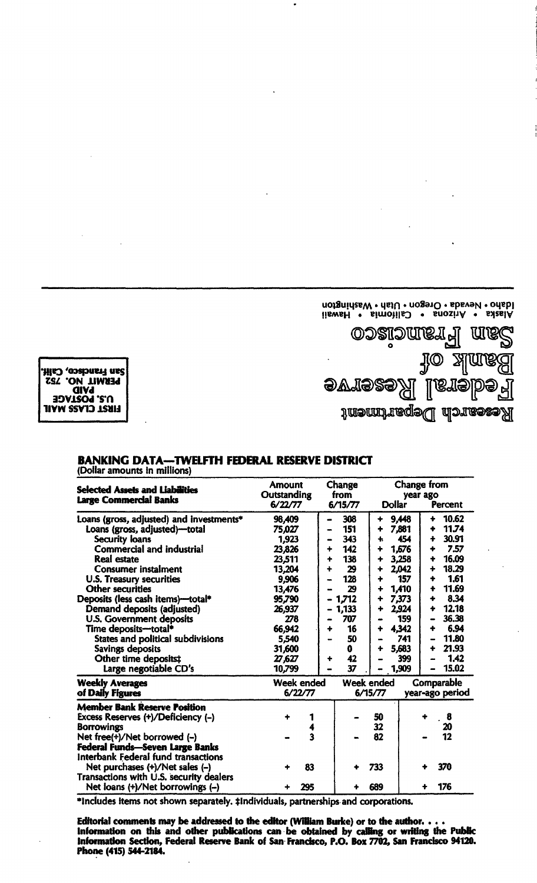Research Department

Federal Reserve Bank of San Francisco

Alaska • Arizona • California • Hawaii
Idaho • Nevada • Oregon • Utah • Washington

FIRST CLASS MAIL
U.S. POSTAGE
PAID
PERMIT NO. 752
San Francisco, Calif.

## BANKING DATA—TWELFTH FEDERAL RESERVE DISTRICT

(Dollar amounts in millions)

| Selected Assets and Liabilities Large Commercial Banks | Amount Outstanding 6/22/77 | Change from 6/15/77 | Change from year ago | |
|---|---|---|---|---|
| | | | Dollar | Percent |
| Loans (gross, adjusted) and investments* | 98,409 | – 308 | + 9,448 | + 10.62 |
| Loans (gross, adjusted)—total | 75,027 | – 151 | + 7,881 | + 11.74 |
| Security loans | 1,923 | – 343 | + 454 | + 30.91 |
| Commercial and industrial | 23,826 | + 142 | + 1,676 | + 7.57 |
| Real estate | 23,511 | + 138 | + 3,258 | + 16.09 |
| Consumer instalment | 13,204 | + 29 | + 2,042 | + 18.29 |
| U.S. Treasury securities | 9,906 | – 128 | + 157 | + 1.61 |
| Other securities | 13,476 | – 29 | + 1,410 | + 11.69 |
| Deposits (less cash items)—total* | 95,790 | – 1,712 | + 7,373 | + 8.34 |
| Demand deposits (adjusted) | 26,937 | – 1,133 | + 2,924 | + 12.18 |
| U.S. Government deposits | 278 | – 707 | – 159 | – 36.38 |
| Time deposits—total* | 66,942 | + 16 | + 4,342 | + 6.94 |
| States and political subdivisions | 5,540 | – 50 | – 741 | – 11.80 |
| Savings deposits | 31,600 | 0 | + 5,683 | + 21.93 |
| Other time deposits‡ | 27,627 | + 42 | – 399 | – 1.42 |
| Large negotiable CD's | 10,799 | – 37 | – 1,909 | – 15.02 |

| Weekly Averages of Daily Figures | Week ended 6/22/77 | Week ended 6/15/77 | Comparable year-ago period |
|---|---|---|---|
| **Member Bank Reserve Position** | | | |
| Excess Reserves (+)/Deficiency (–) | + 1 | – 50 | + 8 |
| Borrowings | 4 | 32 | 20 |
| Net free(+)/Net borrowed (–) | – 3 | – 82 | – 12 |
| **Federal Funds—Seven Large Banks** | | | |
| Interbank Federal fund transactions | | | |
| Net purchases (+)/Net sales (–) | + 83 | + 733 | + 370 |
| Transactions with U.S. security dealers | | | |
| Net loans (+)/Net borrowings (–) | + 295 | + 689 | + 176 |

*Includes items not shown separately. ‡Individuals, partnerships and corporations.

**Editorial comments may be addressed to the editor (William Burke) or to the author. . . . Information on this and other publications can be obtained by calling or writing the Public Information Section, Federal Reserve Bank of San Francisco, P.O. Box 7702, San Francisco 94120. Phone (415) 544-2184.**